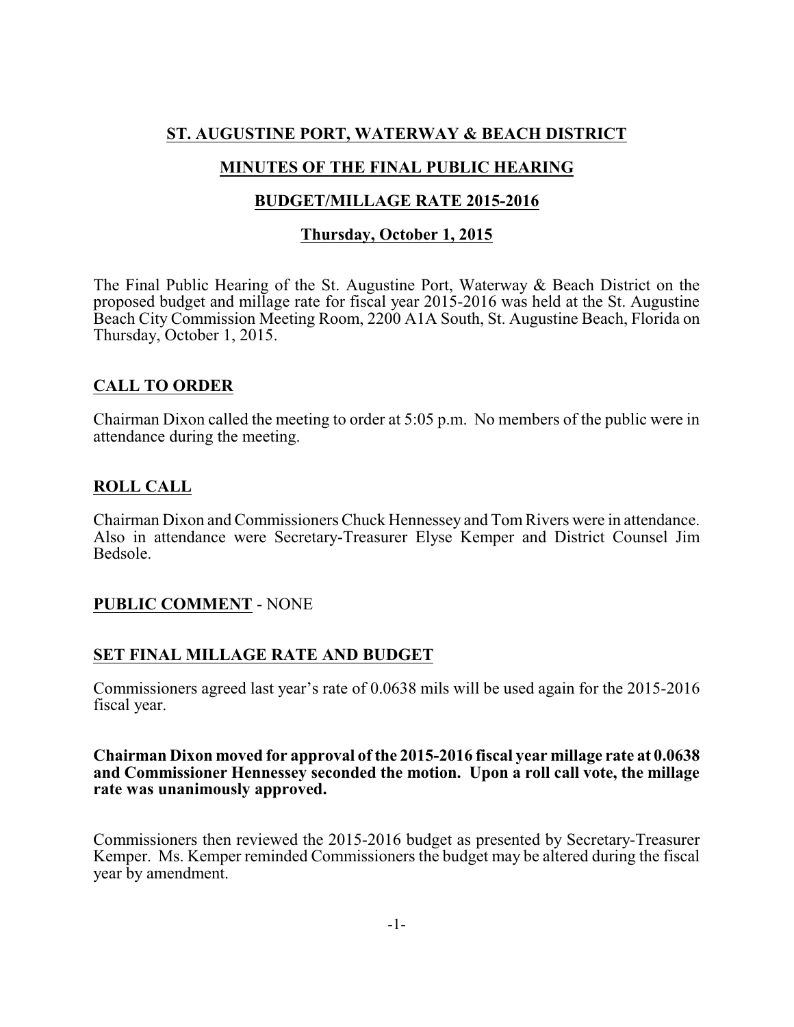# ST. AUGUSTINE PORT, WATERWAY & BEACH DISTRICT

## MINUTES OF THE FINAL PUBLIC HEARING

## BUDGET/MILLAGE RATE 2015-2016

## Thursday, October 1, 2015

The Final Public Hearing of the St. Augustine Port, Waterway & Beach District on the proposed budget and millage rate for fiscal year 2015-2016 was held at the St. Augustine Beach City Commission Meeting Room, 2200 A1A South, St. Augustine Beach, Florida on Thursday, October 1, 2015.

### CALL TO ORDER

Chairman Dixon called the meeting to order at 5:05 p.m. No members of the public were in attendance during the meeting.

### ROLL CALL

Chairman Dixon and Commissioners Chuck Hennessey and Tom Rivers were in attendance. Also in attendance were Secretary-Treasurer Elyse Kemper and District Counsel Jim Bedsole.

### PUBLIC COMMENT - NONE

### SET FINAL MILLAGE RATE AND BUDGET

Commissioners agreed last year's rate of 0.0638 mils will be used again for the 2015-2016 fiscal year.

**Chairman Dixon moved for approval of the 2015-2016 fiscal year millage rate at 0.0638 and Commissioner Hennessey seconded the motion. Upon a roll call vote, the millage rate was unanimously approved.**

Commissioners then reviewed the 2015-2016 budget as presented by Secretary-Treasurer Kemper. Ms. Kemper reminded Commissioners the budget may be altered during the fiscal year by amendment.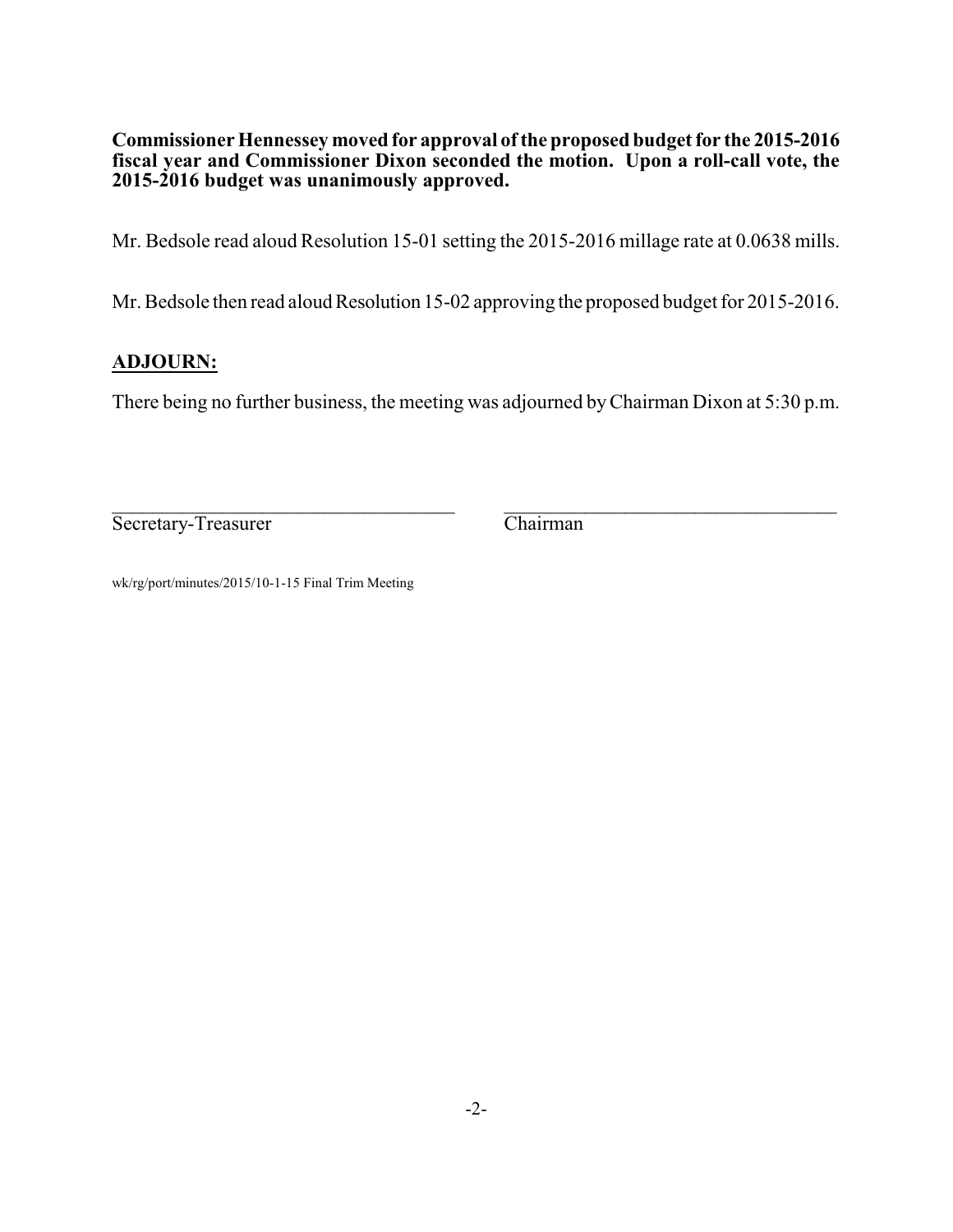**Commissioner Hennessey moved for approval of the proposed budget for the 2015-2016 fiscal year and Commissioner Dixon seconded the motion. Upon a roll-call vote, the 2015-2016 budget was unanimously approved.**

Mr. Bedsole read aloud Resolution 15-01 setting the 2015-2016 millage rate at 0.0638 mills.

Mr. Bedsole then read aloud Resolution 15-02 approving the proposed budget for 2015-2016.

**ADJOURN:**

There being no further business, the meeting was adjourned by Chairman Dixon at 5:30 p.m.

\_\_\_\_\_\_\_\_\_\_\_\_\_\_\_\_\_\_\_\_\_\_\_\_\_\_\_\_\_\_\_\_\_\_\_\_ \_\_\_\_\_\_\_\_\_\_\_\_\_\_\_\_\_\_\_\_\_\_\_\_\_\_\_\_\_\_\_\_\_\_\_\_

Secretary-Treasurer Chairman

wk/rg/port/minutes/2015/10-1-15 Final Trim Meeting